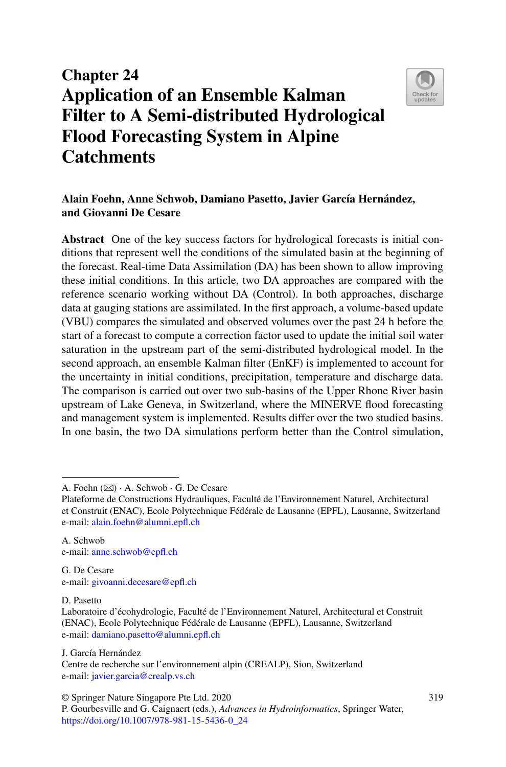# Chapter 24
# Application of an Ensemble Kalman Filter to A Semi-distributed Hydrological Flood Forecasting System in Alpine Catchments

**Alain Foehn, Anne Schwob, Damiano Pasetto, Javier García Hernández, and Giovanni De Cesare**

**Abstract** One of the key success factors for hydrological forecasts is initial conditions that represent well the conditions of the simulated basin at the beginning of the forecast. Real-time Data Assimilation (DA) has been shown to allow improving these initial conditions. In this article, two DA approaches are compared with the reference scenario working without DA (Control). In both approaches, discharge data at gauging stations are assimilated. In the first approach, a volume-based update (VBU) compares the simulated and observed volumes over the past 24 h before the start of a forecast to compute a correction factor used to update the initial soil water saturation in the upstream part of the semi-distributed hydrological model. In the second approach, an ensemble Kalman filter (EnKF) is implemented to account for the uncertainty in initial conditions, precipitation, temperature and discharge data. The comparison is carried out over two sub-basins of the Upper Rhone River basin upstream of Lake Geneva, in Switzerland, where the MINERVE flood forecasting and management system is implemented. Results differ over the two studied basins. In one basin, the two DA simulations perform better than the Control simulation,

---

A. Foehn (✉) · A. Schwob · G. De Cesare
Plateforme de Constructions Hydrauliques, Faculté de l'Environnement Naturel, Architectural et Construit (ENAC), Ecole Polytechnique Fédérale de Lausanne (EPFL), Lausanne, Switzerland
e-mail: alain.foehn@alumni.epfl.ch

A. Schwob
e-mail: anne.schwob@epfl.ch

G. De Cesare
e-mail: givoanni.decesare@epfl.ch

D. Pasetto
Laboratoire d'écohydrologie, Faculté de l'Environnement Naturel, Architectural et Construit (ENAC), Ecole Polytechnique Fédérale de Lausanne (EPFL), Lausanne, Switzerland
e-mail: damiano.pasetto@alumni.epfl.ch

J. García Hernández
Centre de recherche sur l'environnement alpin (CREALP), Sion, Switzerland
e-mail: javier.garcia@crealp.vs.ch

© Springer Nature Singapore Pte Ltd. 2020
P. Gourbesville and G. Caignaert (eds.), *Advances in Hydroinformatics*, Springer Water,
https://doi.org/10.1007/978-981-15-5436-0_24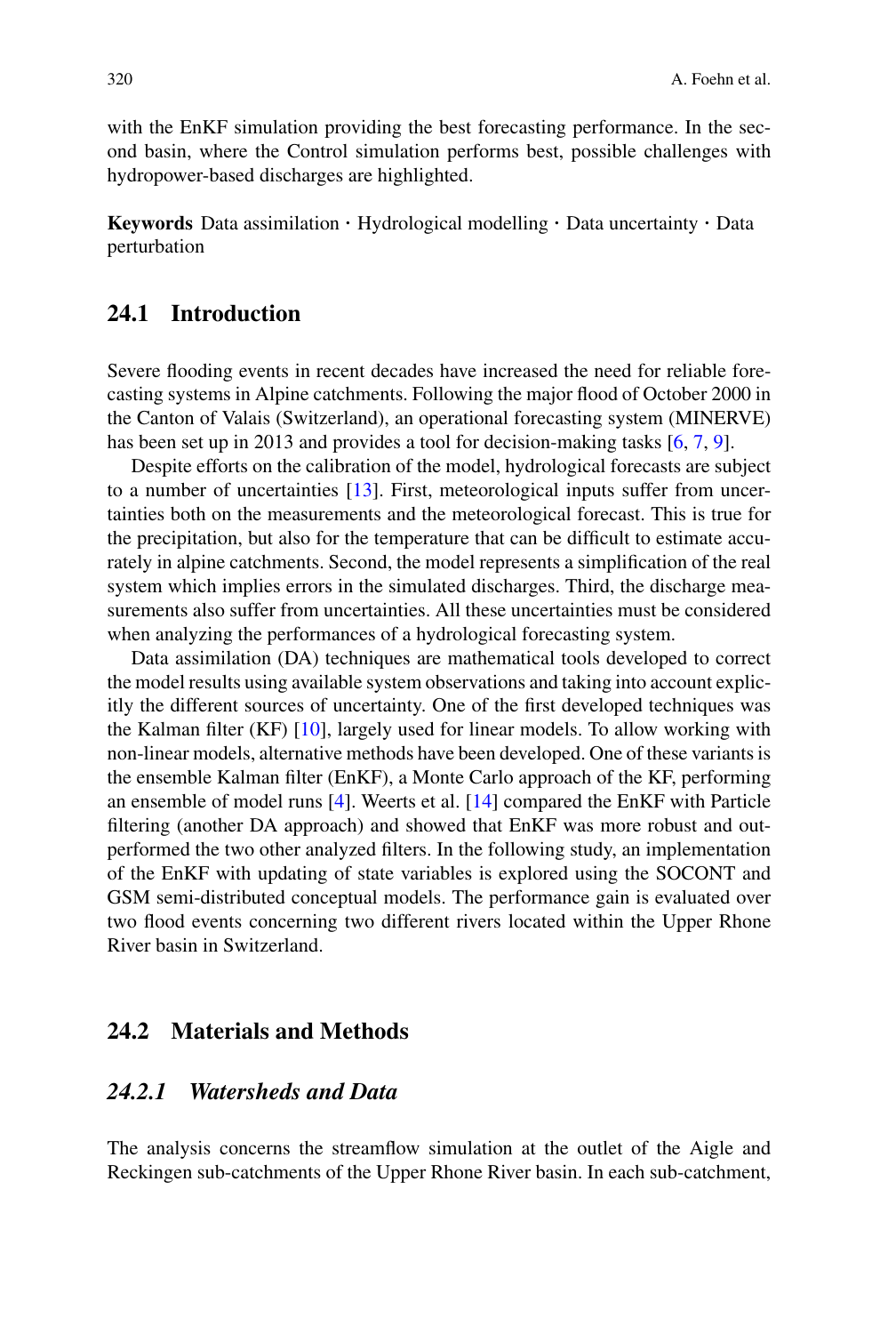with the EnKF simulation providing the best forecasting performance. In the second basin, where the Control simulation performs best, possible challenges with hydropower-based discharges are highlighted.

**Keywords** Data assimilation · Hydrological modelling · Data uncertainty · Data perturbation

## 24.1 Introduction

Severe flooding events in recent decades have increased the need for reliable forecasting systems in Alpine catchments. Following the major flood of October 2000 in the Canton of Valais (Switzerland), an operational forecasting system (MINERVE) has been set up in 2013 and provides a tool for decision-making tasks [6, 7, 9].

Despite efforts on the calibration of the model, hydrological forecasts are subject to a number of uncertainties [13]. First, meteorological inputs suffer from uncertainties both on the measurements and the meteorological forecast. This is true for the precipitation, but also for the temperature that can be difficult to estimate accurately in alpine catchments. Second, the model represents a simplification of the real system which implies errors in the simulated discharges. Third, the discharge measurements also suffer from uncertainties. All these uncertainties must be considered when analyzing the performances of a hydrological forecasting system.

Data assimilation (DA) techniques are mathematical tools developed to correct the model results using available system observations and taking into account explicitly the different sources of uncertainty. One of the first developed techniques was the Kalman filter (KF) [10], largely used for linear models. To allow working with non-linear models, alternative methods have been developed. One of these variants is the ensemble Kalman filter (EnKF), a Monte Carlo approach of the KF, performing an ensemble of model runs [4]. Weerts et al. [14] compared the EnKF with Particle filtering (another DA approach) and showed that EnKF was more robust and outperformed the two other analyzed filters. In the following study, an implementation of the EnKF with updating of state variables is explored using the SOCONT and GSM semi-distributed conceptual models. The performance gain is evaluated over two flood events concerning two different rivers located within the Upper Rhone River basin in Switzerland.

## 24.2 Materials and Methods

### *24.2.1 Watersheds and Data*

The analysis concerns the streamflow simulation at the outlet of the Aigle and Reckingen sub-catchments of the Upper Rhone River basin. In each sub-catchment,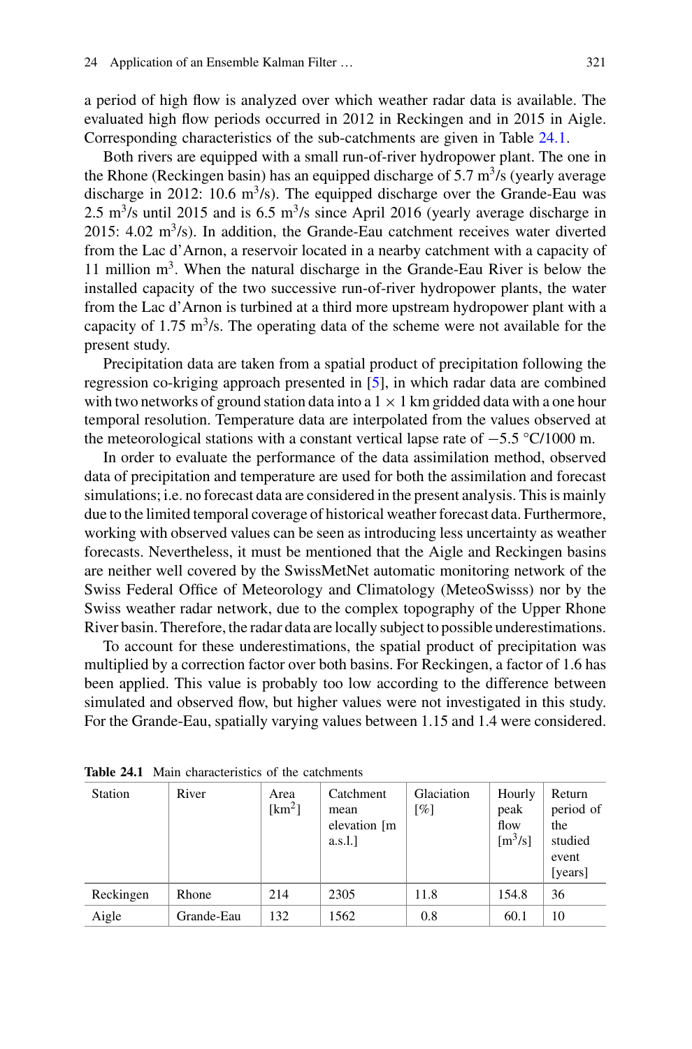a period of high flow is analyzed over which weather radar data is available. The evaluated high flow periods occurred in 2012 in Reckingen and in 2015 in Aigle. Corresponding characteristics of the sub-catchments are given in Table 24.1.

Both rivers are equipped with a small run-of-river hydropower plant. The one in the Rhone (Reckingen basin) has an equipped discharge of 5.7 $m^3$/s (yearly average discharge in 2012: 10.6 $m^3$/s). The equipped discharge over the Grande-Eau was 2.5 $m^3$/s until 2015 and is 6.5 $m^3$/s since April 2016 (yearly average discharge in 2015: 4.02 $m^3$/s). In addition, the Grande-Eau catchment receives water diverted from the Lac d'Arnon, a reservoir located in a nearby catchment with a capacity of 11 million $m^3$. When the natural discharge in the Grande-Eau River is below the installed capacity of the two successive run-of-river hydropower plants, the water from the Lac d'Arnon is turbined at a third more upstream hydropower plant with a capacity of 1.75 $m^3$/s. The operating data of the scheme were not available for the present study.

Precipitation data are taken from a spatial product of precipitation following the regression co-kriging approach presented in [5], in which radar data are combined with two networks of ground station data into a 1 × 1 km gridded data with a one hour temporal resolution. Temperature data are interpolated from the values observed at the meteorological stations with a constant vertical lapse rate of −5.5 °C/1000 m.

In order to evaluate the performance of the data assimilation method, observed data of precipitation and temperature are used for both the assimilation and forecast simulations; i.e. no forecast data are considered in the present analysis. This is mainly due to the limited temporal coverage of historical weather forecast data. Furthermore, working with observed values can be seen as introducing less uncertainty as weather forecasts. Nevertheless, it must be mentioned that the Aigle and Reckingen basins are neither well covered by the SwissMetNet automatic monitoring network of the Swiss Federal Office of Meteorology and Climatology (MeteoSwisss) nor by the Swiss weather radar network, due to the complex topography of the Upper Rhone River basin. Therefore, the radar data are locally subject to possible underestimations.

To account for these underestimations, the spatial product of precipitation was multiplied by a correction factor over both basins. For Reckingen, a factor of 1.6 has been applied. This value is probably too low according to the difference between simulated and observed flow, but higher values were not investigated in this study. For the Grande-Eau, spatially varying values between 1.15 and 1.4 were considered.

**Table 24.1** Main characteristics of the catchments

| Station | River | Area [$km^2$] | Catchment mean elevation [m a.s.l.] | Glaciation [%] | Hourly peak flow [$m^3$/s] | Return period of the studied event [years] |
|---|---|---|---|---|---|---|
| Reckingen | Rhone | 214 | 2305 | 11.8 | 154.8 | 36 |
| Aigle | Grande-Eau | 132 | 1562 | 0.8 | 60.1 | 10 |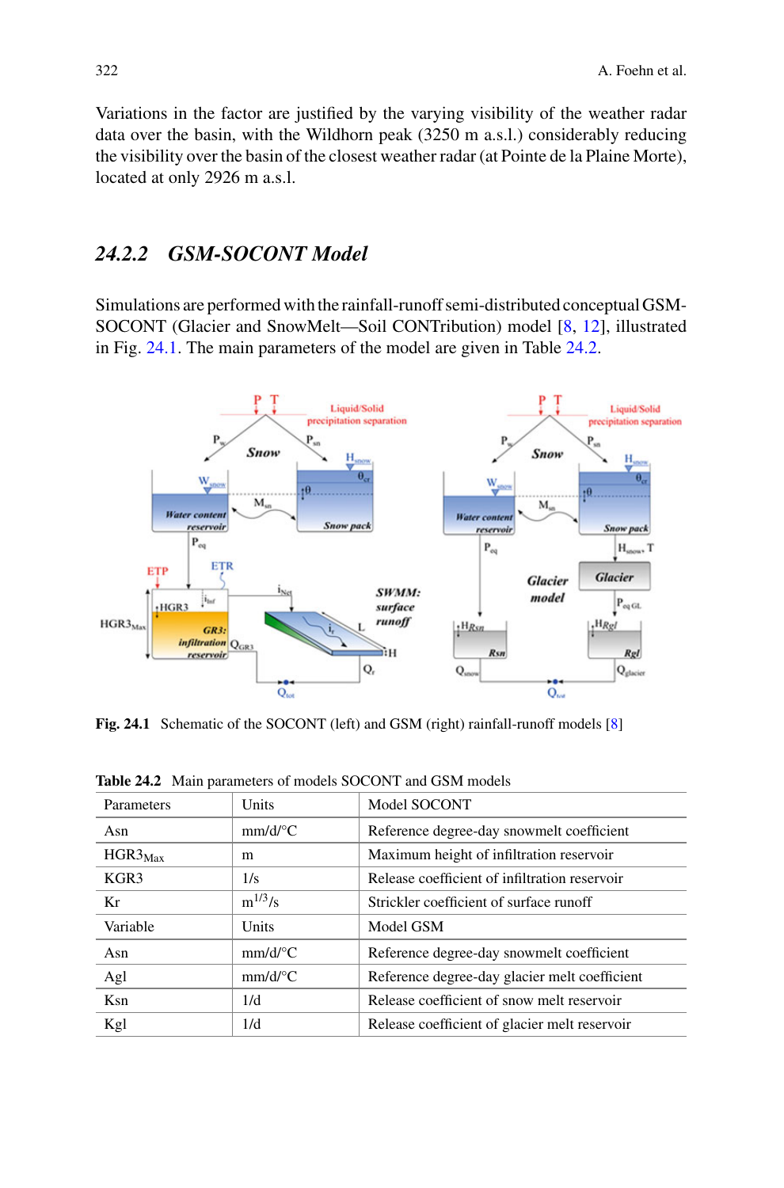Variations in the factor are justified by the varying visibility of the weather radar data over the basin, with the Wildhorn peak (3250 m a.s.l.) considerably reducing the visibility over the basin of the closest weather radar (at Pointe de la Plaine Morte), located at only 2926 m a.s.l.

### 24.2.2 GSM-SOCONT Model

Simulations are performed with the rainfall-runoff semi-distributed conceptual GSM-SOCONT (Glacier and SnowMelt—Soil CONTribution) model [8, 12], illustrated in Fig. 24.1. The main parameters of the model are given in Table 24.2.

**Fig. 24.1** Schematic of the SOCONT (left) and GSM (right) rainfall-runoff models [8]

**Table 24.2** Main parameters of models SOCONT and GSM models

| Parameters | Units | Model SOCONT |
|---|---|---|
| Asn | mm/d/°C | Reference degree-day snowmelt coefficient |
| $HGR3_{Max}$ | m | Maximum height of infiltration reservoir |
| KGR3 | 1/s | Release coefficient of infiltration reservoir |
| Kr | $m^{1/3}/s$ | Strickler coefficient of surface runoff |
| Variable | Units | Model GSM |
| Asn | mm/d/°C | Reference degree-day snowmelt coefficient |
| Agl | mm/d/°C | Reference degree-day glacier melt coefficient |
| Ksn | 1/d | Release coefficient of snow melt reservoir |
| Kgl | 1/d | Release coefficient of glacier melt reservoir |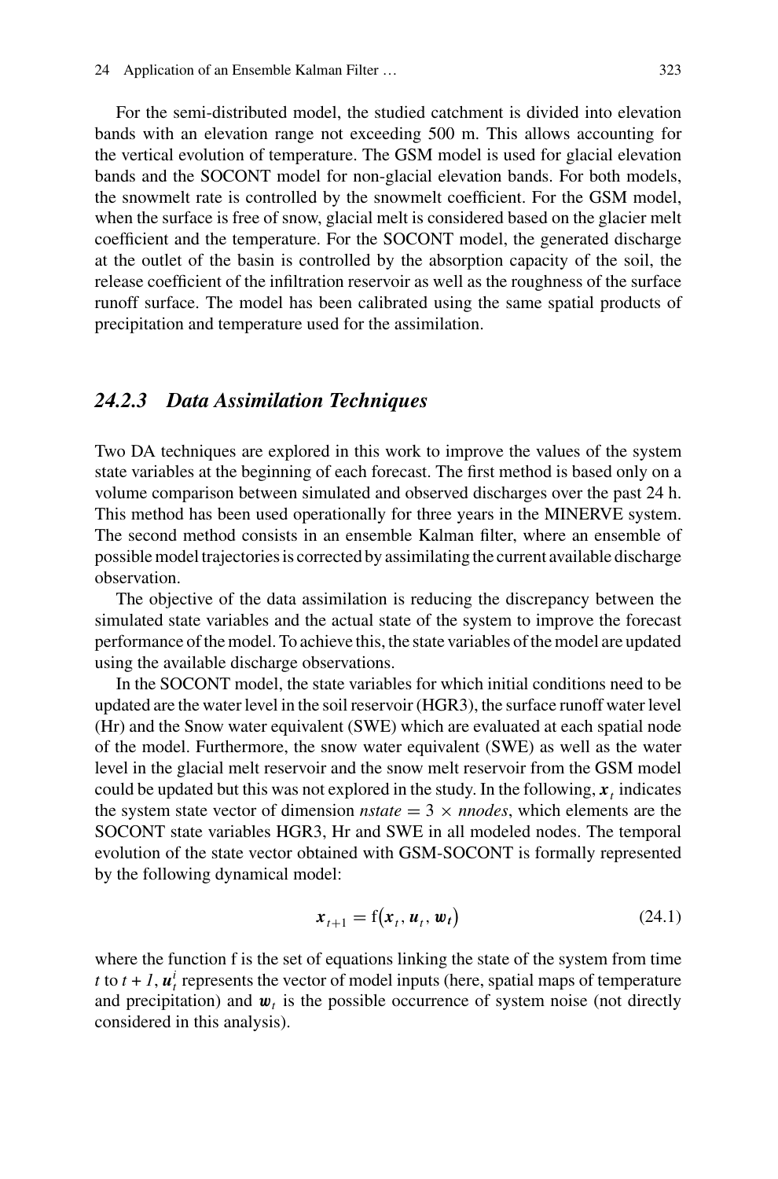For the semi-distributed model, the studied catchment is divided into elevation bands with an elevation range not exceeding 500 m. This allows accounting for the vertical evolution of temperature. The GSM model is used for glacial elevation bands and the SOCONT model for non-glacial elevation bands. For both models, the snowmelt rate is controlled by the snowmelt coefficient. For the GSM model, when the surface is free of snow, glacial melt is considered based on the glacier melt coefficient and the temperature. For the SOCONT model, the generated discharge at the outlet of the basin is controlled by the absorption capacity of the soil, the release coefficient of the infiltration reservoir as well as the roughness of the surface runoff surface. The model has been calibrated using the same spatial products of precipitation and temperature used for the assimilation.

### *24.2.3 Data Assimilation Techniques*

Two DA techniques are explored in this work to improve the values of the system state variables at the beginning of each forecast. The first method is based only on a volume comparison between simulated and observed discharges over the past 24 h. This method has been used operationally for three years in the MINERVE system. The second method consists in an ensemble Kalman filter, where an ensemble of possible model trajectories is corrected by assimilating the current available discharge observation.

The objective of the data assimilation is reducing the discrepancy between the simulated state variables and the actual state of the system to improve the forecast performance of the model. To achieve this, the state variables of the model are updated using the available discharge observations.

In the SOCONT model, the state variables for which initial conditions need to be updated are the water level in the soil reservoir (HGR3), the surface runoff water level (Hr) and the Snow water equivalent (SWE) which are evaluated at each spatial node of the model. Furthermore, the snow water equivalent (SWE) as well as the water level in the glacial melt reservoir and the snow melt reservoir from the GSM model could be updated but this was not explored in the study. In the following, $\boldsymbol{x}_t$ indicates the system state vector of dimension $nstate = 3 \times nnodes$, which elements are the SOCONT state variables HGR3, Hr and SWE in all modeled nodes. The temporal evolution of the state vector obtained with GSM-SOCONT is formally represented by the following dynamical model:

$$\boldsymbol{x}_{t+1} = \mathrm{f}(\boldsymbol{x}_t, \boldsymbol{u}_t, \boldsymbol{w}_t) \tag{24.1}$$

where the function f is the set of equations linking the state of the system from time $t$ to $t + 1$, $\boldsymbol{u}_t^i$ represents the vector of model inputs (here, spatial maps of temperature and precipitation) and $\boldsymbol{w}_t$ is the possible occurrence of system noise (not directly considered in this analysis).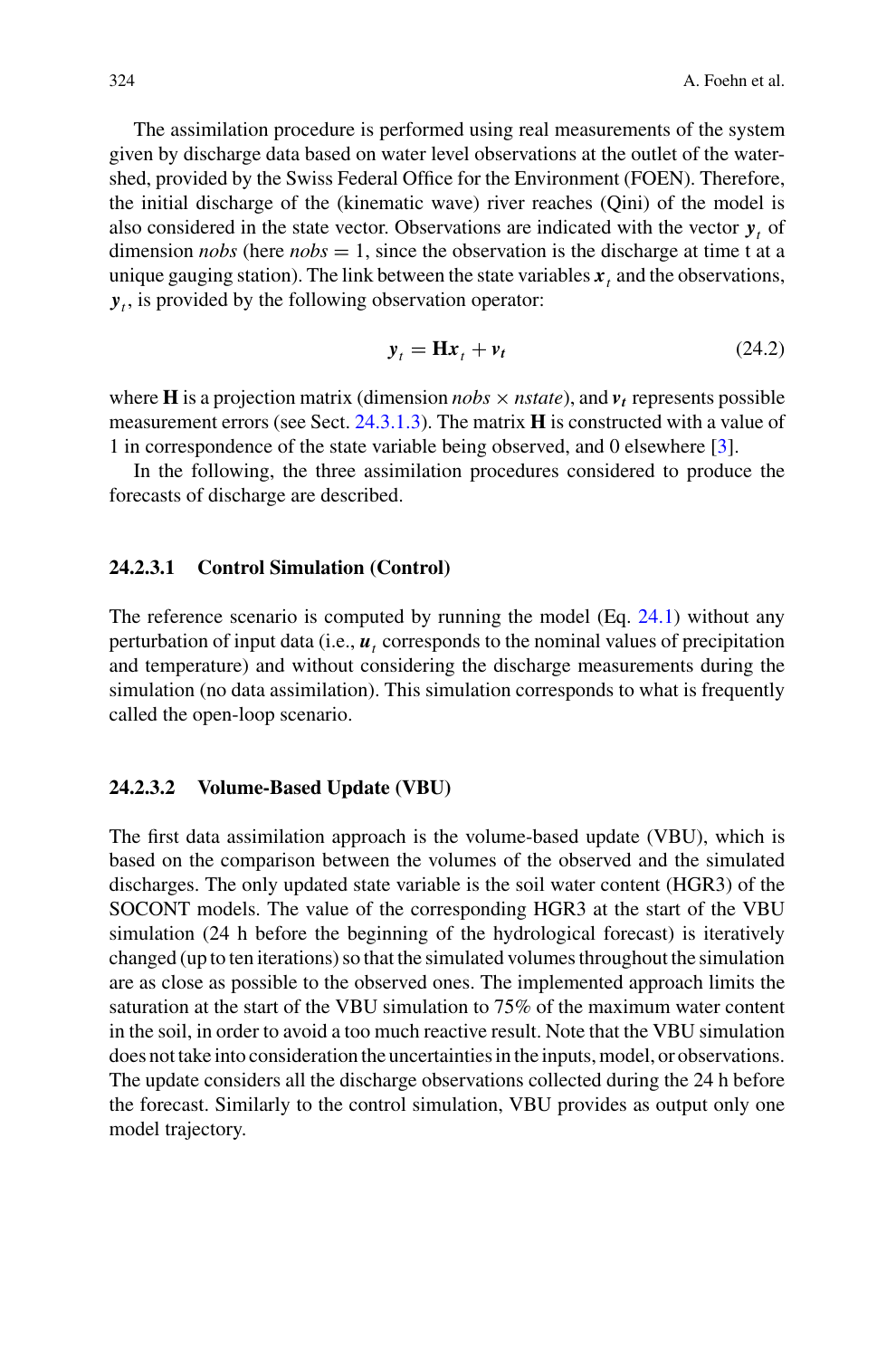The assimilation procedure is performed using real measurements of the system given by discharge data based on water level observations at the outlet of the watershed, provided by the Swiss Federal Office for the Environment (FOEN). Therefore, the initial discharge of the (kinematic wave) river reaches (Qini) of the model is also considered in the state vector. Observations are indicated with the vector $\boldsymbol{y}_t$ of dimension *nobs* (here *nobs* = 1, since the observation is the discharge at time t at a unique gauging station). The link between the state variables $\boldsymbol{x}_t$ and the observations, $\boldsymbol{y}_t$, is provided by the following observation operator:

$$\boldsymbol{y}_t = \mathbf{H}\boldsymbol{x}_t + \boldsymbol{v}_t \tag{24.2}$$

where $\mathbf{H}$ is a projection matrix (dimension $nobs \times nstate$), and $\boldsymbol{v}_t$ represents possible measurement errors (see Sect. 24.3.1.3). The matrix $\mathbf{H}$ is constructed with a value of 1 in correspondence of the state variable being observed, and 0 elsewhere [3].

In the following, the three assimilation procedures considered to produce the forecasts of discharge are described.

#### 24.2.3.1 Control Simulation (Control)

The reference scenario is computed by running the model (Eq. 24.1) without any perturbation of input data (i.e., $\boldsymbol{u}_t$ corresponds to the nominal values of precipitation and temperature) and without considering the discharge measurements during the simulation (no data assimilation). This simulation corresponds to what is frequently called the open-loop scenario.

#### 24.2.3.2 Volume-Based Update (VBU)

The first data assimilation approach is the volume-based update (VBU), which is based on the comparison between the volumes of the observed and the simulated discharges. The only updated state variable is the soil water content (HGR3) of the SOCONT models. The value of the corresponding HGR3 at the start of the VBU simulation (24 h before the beginning of the hydrological forecast) is iteratively changed (up to ten iterations) so that the simulated volumes throughout the simulation are as close as possible to the observed ones. The implemented approach limits the saturation at the start of the VBU simulation to 75% of the maximum water content in the soil, in order to avoid a too much reactive result. Note that the VBU simulation does not take into consideration the uncertainties in the inputs, model, or observations. The update considers all the discharge observations collected during the 24 h before the forecast. Similarly to the control simulation, VBU provides as output only one model trajectory.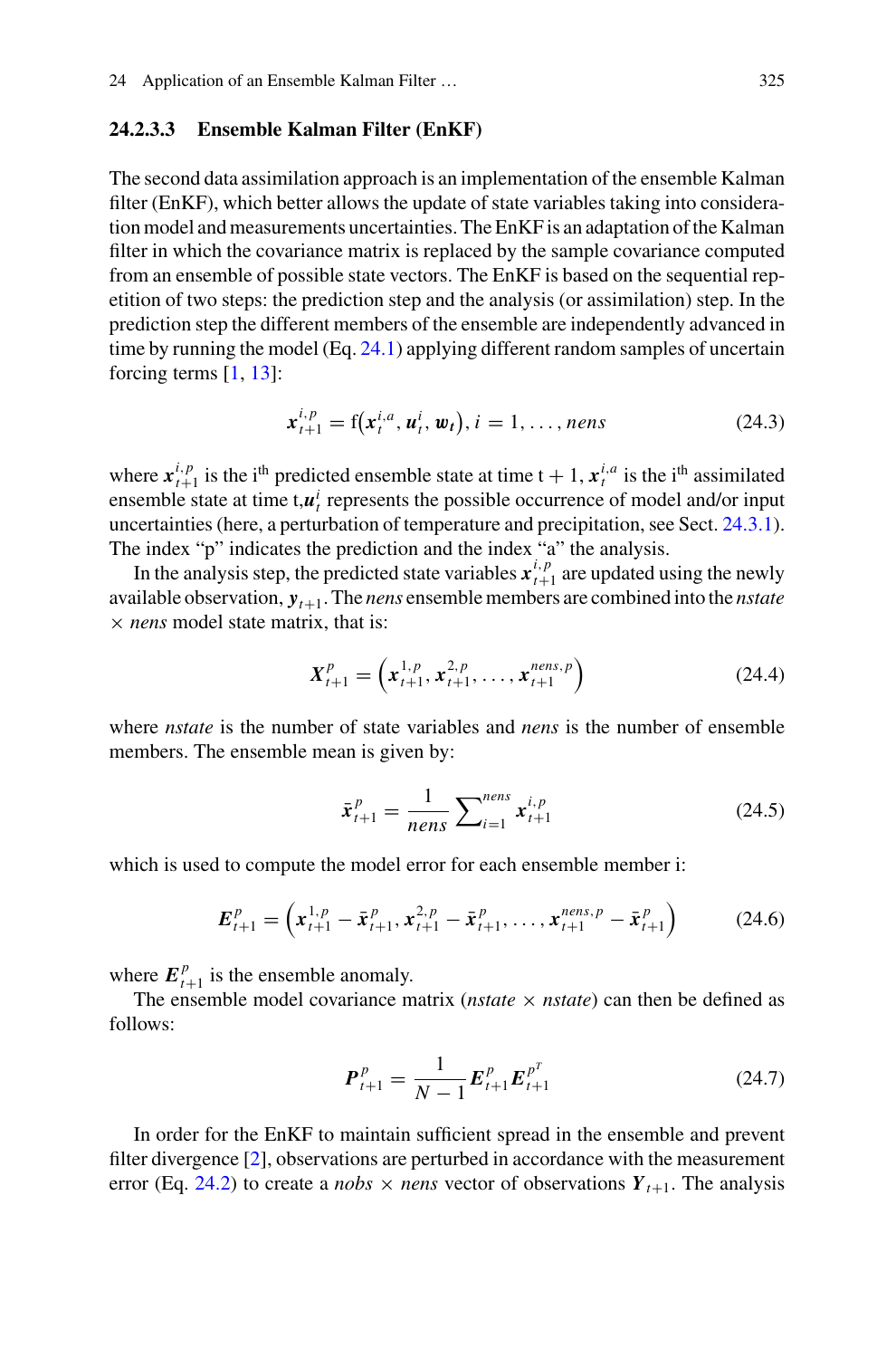#### 24.2.3.3 Ensemble Kalman Filter (EnKF)

The second data assimilation approach is an implementation of the ensemble Kalman filter (EnKF), which better allows the update of state variables taking into consideration model and measurements uncertainties. The EnKF is an adaptation of the Kalman filter in which the covariance matrix is replaced by the sample covariance computed from an ensemble of possible state vectors. The EnKF is based on the sequential repetition of two steps: the prediction step and the analysis (or assimilation) step. In the prediction step the different members of the ensemble are independently advanced in time by running the model (Eq. 24.1) applying different random samples of uncertain forcing terms [1, 13]:

$$\boldsymbol{x}_{t+1}^{i,p} = \mathrm{f}\left(\boldsymbol{x}_t^{i,a}, \boldsymbol{u}_t^i, \boldsymbol{w}_t\right), i = 1, \ldots, nens \tag{24.3}$$

where $\boldsymbol{x}_{t+1}^{i,p}$ is the i$^{\text{th}}$ predicted ensemble state at time t + 1, $\boldsymbol{x}_t^{i,a}$ is the i$^{\text{th}}$ assimilated ensemble state at time t,$\boldsymbol{u}_t^i$ represents the possible occurrence of model and/or input uncertainties (here, a perturbation of temperature and precipitation, see Sect. 24.3.1). The index "p" indicates the prediction and the index "a" the analysis.

In the analysis step, the predicted state variables $\boldsymbol{x}_{t+1}^{i,p}$ are updated using the newly available observation, $\boldsymbol{y}_{t+1}$. The *nens* ensemble members are combined into the *nstate* × *nens* model state matrix, that is:

$$\boldsymbol{X}_{t+1}^p = \left(\boldsymbol{x}_{t+1}^{1,p}, \boldsymbol{x}_{t+1}^{2,p}, \ldots, \boldsymbol{x}_{t+1}^{nens,p}\right) \tag{24.4}$$

where *nstate* is the number of state variables and *nens* is the number of ensemble members. The ensemble mean is given by:

$$\bar{\boldsymbol{x}}_{t+1}^p = \frac{1}{nens} \sum\nolimits_{i=1}^{nens} \boldsymbol{x}_{t+1}^{i,p} \tag{24.5}$$

which is used to compute the model error for each ensemble member i:

$$\boldsymbol{E}_{t+1}^p = \left(\boldsymbol{x}_{t+1}^{1,p} - \bar{\boldsymbol{x}}_{t+1}^p, \boldsymbol{x}_{t+1}^{2,p} - \bar{\boldsymbol{x}}_{t+1}^p, \ldots, \boldsymbol{x}_{t+1}^{nens,p} - \bar{\boldsymbol{x}}_{t+1}^p\right) \tag{24.6}$$

where $\boldsymbol{E}_{t+1}^p$ is the ensemble anomaly.

The ensemble model covariance matrix (*nstate* × *nstate*) can then be defined as follows:

$$\boldsymbol{P}_{t+1}^p = \frac{1}{N-1} \boldsymbol{E}_{t+1}^p \boldsymbol{E}_{t+1}^{p^T} \tag{24.7}$$

In order for the EnKF to maintain sufficient spread in the ensemble and prevent filter divergence [2], observations are perturbed in accordance with the measurement error (Eq. 24.2) to create a *nobs* × *nens* vector of observations $\boldsymbol{Y}_{t+1}$. The analysis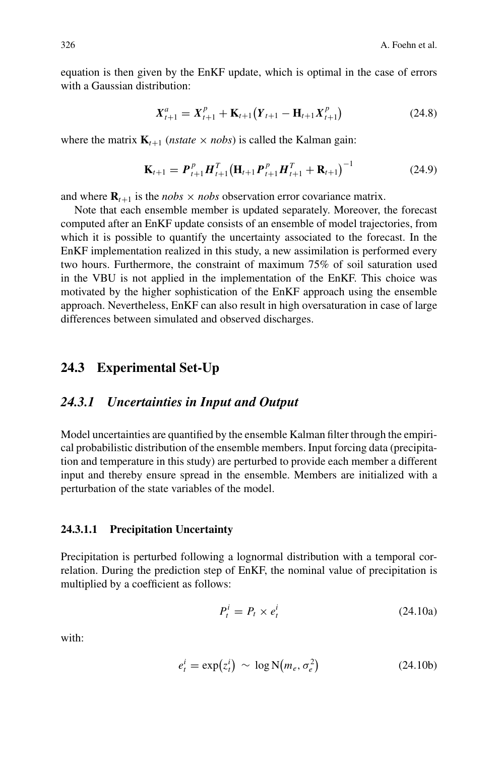equation is then given by the EnKF update, which is optimal in the case of errors with a Gaussian distribution:

$$\boldsymbol{X}_{t+1}^{a} = \boldsymbol{X}_{t+1}^{p} + \mathbf{K}_{t+1}\left(\boldsymbol{Y}_{t+1} - \mathbf{H}_{t+1}\boldsymbol{X}_{t+1}^{p}\right) \tag{24.8}$$

where the matrix $\mathbf{K}_{t+1}$ (*nstate* × *nobs*) is called the Kalman gain:

$$\mathbf{K}_{t+1} = \boldsymbol{P}_{t+1}^{p}\boldsymbol{H}_{t+1}^{T}\left(\mathbf{H}_{t+1}\boldsymbol{P}_{t+1}^{p}\boldsymbol{H}_{t+1}^{T} + \mathbf{R}_{t+1}\right)^{-1} \tag{24.9}$$

and where $\mathbf{R}_{t+1}$ is the *nobs* × *nobs* observation error covariance matrix.

Note that each ensemble member is updated separately. Moreover, the forecast computed after an EnKF update consists of an ensemble of model trajectories, from which it is possible to quantify the uncertainty associated to the forecast. In the EnKF implementation realized in this study, a new assimilation is performed every two hours. Furthermore, the constraint of maximum 75% of soil saturation used in the VBU is not applied in the implementation of the EnKF. This choice was motivated by the higher sophistication of the EnKF approach using the ensemble approach. Nevertheless, EnKF can also result in high oversaturation in case of large differences between simulated and observed discharges.

## 24.3 Experimental Set-Up

### *24.3.1 Uncertainties in Input and Output*

Model uncertainties are quantified by the ensemble Kalman filter through the empirical probabilistic distribution of the ensemble members. Input forcing data (precipitation and temperature in this study) are perturbed to provide each member a different input and thereby ensure spread in the ensemble. Members are initialized with a perturbation of the state variables of the model.

#### 24.3.1.1 Precipitation Uncertainty

Precipitation is perturbed following a lognormal distribution with a temporal correlation. During the prediction step of EnKF, the nominal value of precipitation is multiplied by a coefficient as follows:

$$P_t^i = P_t \times e_t^i \tag{24.10a}$$

with:

$$e_t^i = \exp\left(z_t^i\right) \sim \log\mathrm{N}\left(m_e, \sigma_e^2\right) \tag{24.10b}$$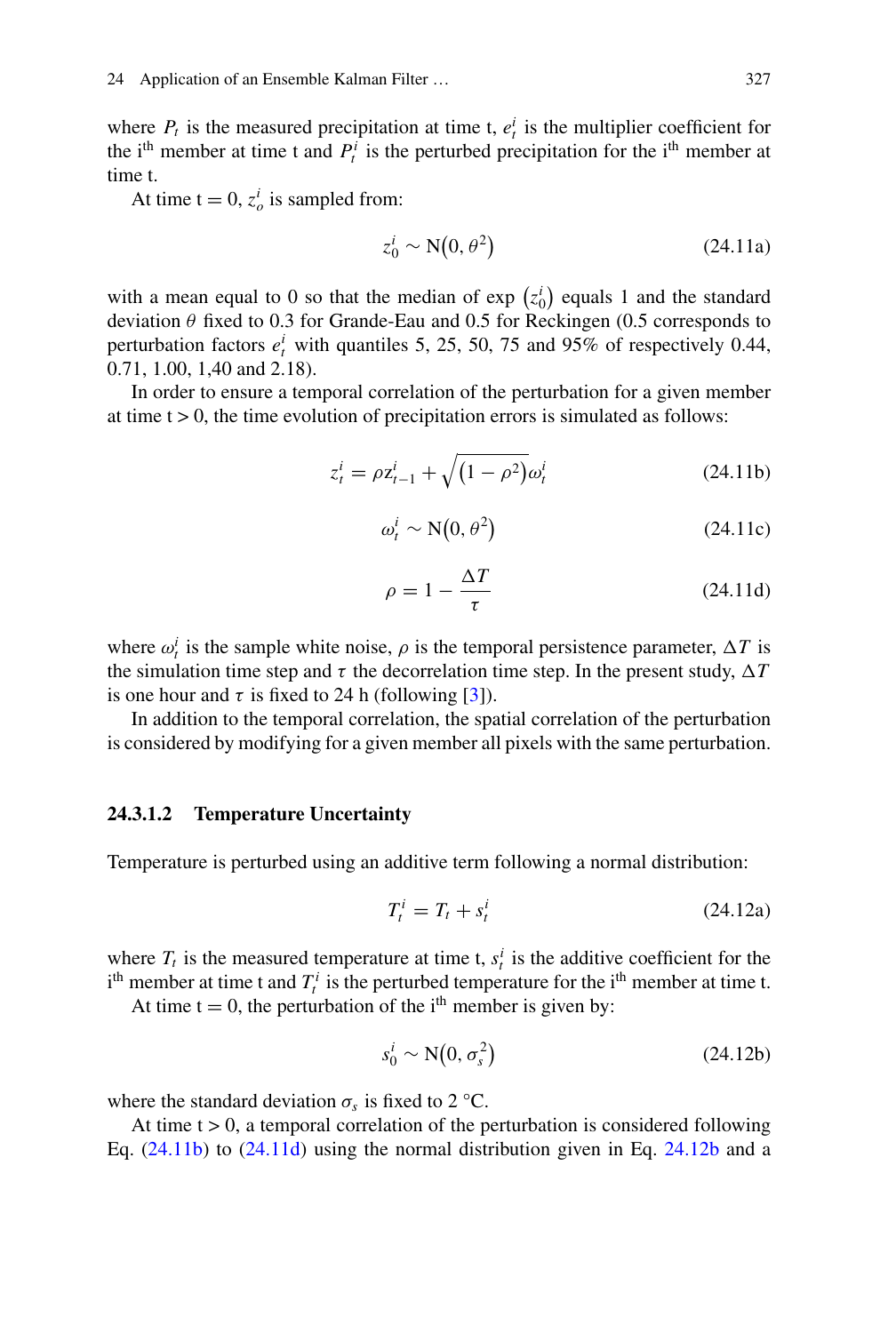where $P_t$ is the measured precipitation at time t, $e_t^i$ is the multiplier coefficient for the i[th] member at time t and $P_t^i$ is the perturbed precipitation for the i[th] member at time t.

At time t = 0, $z_o^i$ is sampled from:

$$z_0^i \sim \mathrm{N}\left(0, \theta^2\right) \tag{24.11a}$$

with a mean equal to 0 so that the median of exp $\left(z_0^i\right)$ equals 1 and the standard deviation $\theta$ fixed to 0.3 for Grande-Eau and 0.5 for Reckingen (0.5 corresponds to perturbation factors $e_t^i$ with quantiles 5, 25, 50, 75 and 95% of respectively 0.44, 0.71, 1.00, 1,40 and 2.18).

In order to ensure a temporal correlation of the perturbation for a given member at time t > 0, the time evolution of precipitation errors is simulated as follows:

$$z_t^i = \rho z_{t-1}^i + \sqrt{\left(1-\rho^2\right)}\omega_t^i \tag{24.11b}$$

$$\omega_t^i \sim \mathrm{N}\left(0, \theta^2\right) \tag{24.11c}$$

$$\rho = 1 - \frac{\Delta T}{\tau} \tag{24.11d}$$

where $\omega_t^i$ is the sample white noise, $\rho$ is the temporal persistence parameter, $\Delta T$ is the simulation time step and $\tau$ the decorrelation time step. In the present study, $\Delta T$ is one hour and $\tau$ is fixed to 24 h (following [3]).

In addition to the temporal correlation, the spatial correlation of the perturbation is considered by modifying for a given member all pixels with the same perturbation.

#### 24.3.1.2 Temperature Uncertainty

Temperature is perturbed using an additive term following a normal distribution:

$$T_t^i = T_t + s_t^i \tag{24.12a}$$

where $T_t$ is the measured temperature at time t, $s_t^i$ is the additive coefficient for the i[th] member at time t and $T_t^i$ is the perturbed temperature for the i[th] member at time t.

At time t = 0, the perturbation of the i[th] member is given by:

$$s_0^i \sim \mathrm{N}\left(0, \sigma_s^2\right) \tag{24.12b}$$

where the standard deviation $\sigma_s$ is fixed to 2 °C.

At time t > 0, a temporal correlation of the perturbation is considered following Eq. (24.11b) to (24.11d) using the normal distribution given in Eq. 24.12b and a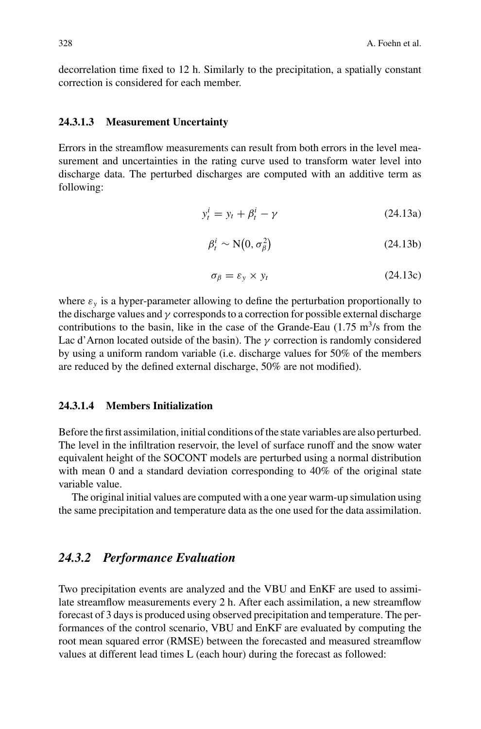decorrelation time fixed to 12 h. Similarly to the precipitation, a spatially constant correction is considered for each member.

#### 24.3.1.3 Measurement Uncertainty

Errors in the streamflow measurements can result from both errors in the level measurement and uncertainties in the rating curve used to transform water level into discharge data. The perturbed discharges are computed with an additive term as following:

$$y_t^i = y_t + \beta_t^i - \gamma \tag{24.13a}$$

$$\beta_t^i \sim \mathrm{N}\left(0, \sigma_\beta^2\right) \tag{24.13b}$$

$$\sigma_\beta = \varepsilon_y \times y_t \tag{24.13c}$$

where $\varepsilon_y$ is a hyper-parameter allowing to define the perturbation proportionally to the discharge values and $\gamma$ corresponds to a correction for possible external discharge contributions to the basin, like in the case of the Grande-Eau (1.75 $m^3/s$ from the Lac d'Arnon located outside of the basin). The $\gamma$ correction is randomly considered by using a uniform random variable (i.e. discharge values for 50% of the members are reduced by the defined external discharge, 50% are not modified).

#### 24.3.1.4 Members Initialization

Before the first assimilation, initial conditions of the state variables are also perturbed. The level in the infiltration reservoir, the level of surface runoff and the snow water equivalent height of the SOCONT models are perturbed using a normal distribution with mean 0 and a standard deviation corresponding to 40% of the original state variable value.

The original initial values are computed with a one year warm-up simulation using the same precipitation and temperature data as the one used for the data assimilation.

### 24.3.2 *Performance Evaluation*

Two precipitation events are analyzed and the VBU and EnKF are used to assimilate streamflow measurements every 2 h. After each assimilation, a new streamflow forecast of 3 days is produced using observed precipitation and temperature. The performances of the control scenario, VBU and EnKF are evaluated by computing the root mean squared error (RMSE) between the forecasted and measured streamflow values at different lead times L (each hour) during the forecast as followed: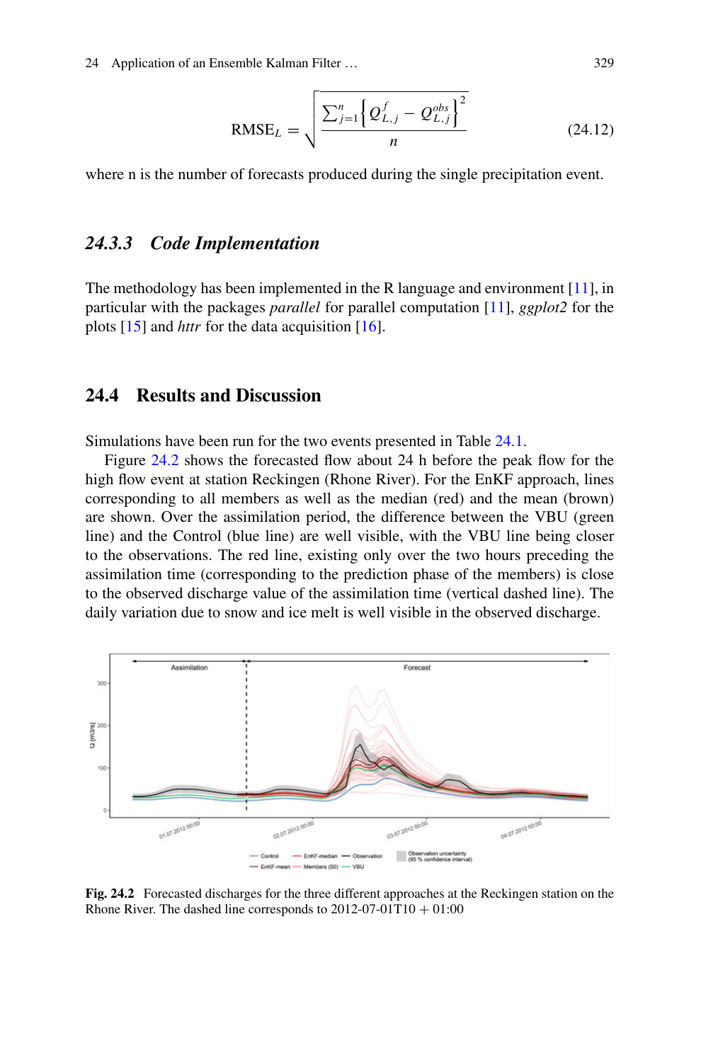$$\mathrm{RMSE}_L = \sqrt{\frac{\sum_{j=1}^{n}\left\{Q_{L,j}^{f} - Q_{L,j}^{obs}\right\}^2}{n}} \tag{24.12}$$

where n is the number of forecasts produced during the single precipitation event.

### 24.3.3 *Code Implementation*

The methodology has been implemented in the R language and environment [11], in particular with the packages *parallel* for parallel computation [11], *ggplot2* for the plots [15] and *httr* for the data acquisition [16].

## 24.4 Results and Discussion

Simulations have been run for the two events presented in Table 24.1.

Figure 24.2 shows the forecasted flow about 24 h before the peak flow for the high flow event at station Reckingen (Rhone River). For the EnKF approach, lines corresponding to all members as well as the median (red) and the mean (brown) are shown. Over the assimilation period, the difference between the VBU (green line) and the Control (blue line) are well visible, with the VBU line being closer to the observations. The red line, existing only over the two hours preceding the assimilation time (corresponding to the prediction phase of the members) is close to the observed discharge value of the assimilation time (vertical dashed line). The daily variation due to snow and ice melt is well visible in the observed discharge.

**Fig. 24.2** Forecasted discharges for the three different approaches at the Reckingen station on the Rhone River. The dashed line corresponds to 2012-07-01T10 + 01:00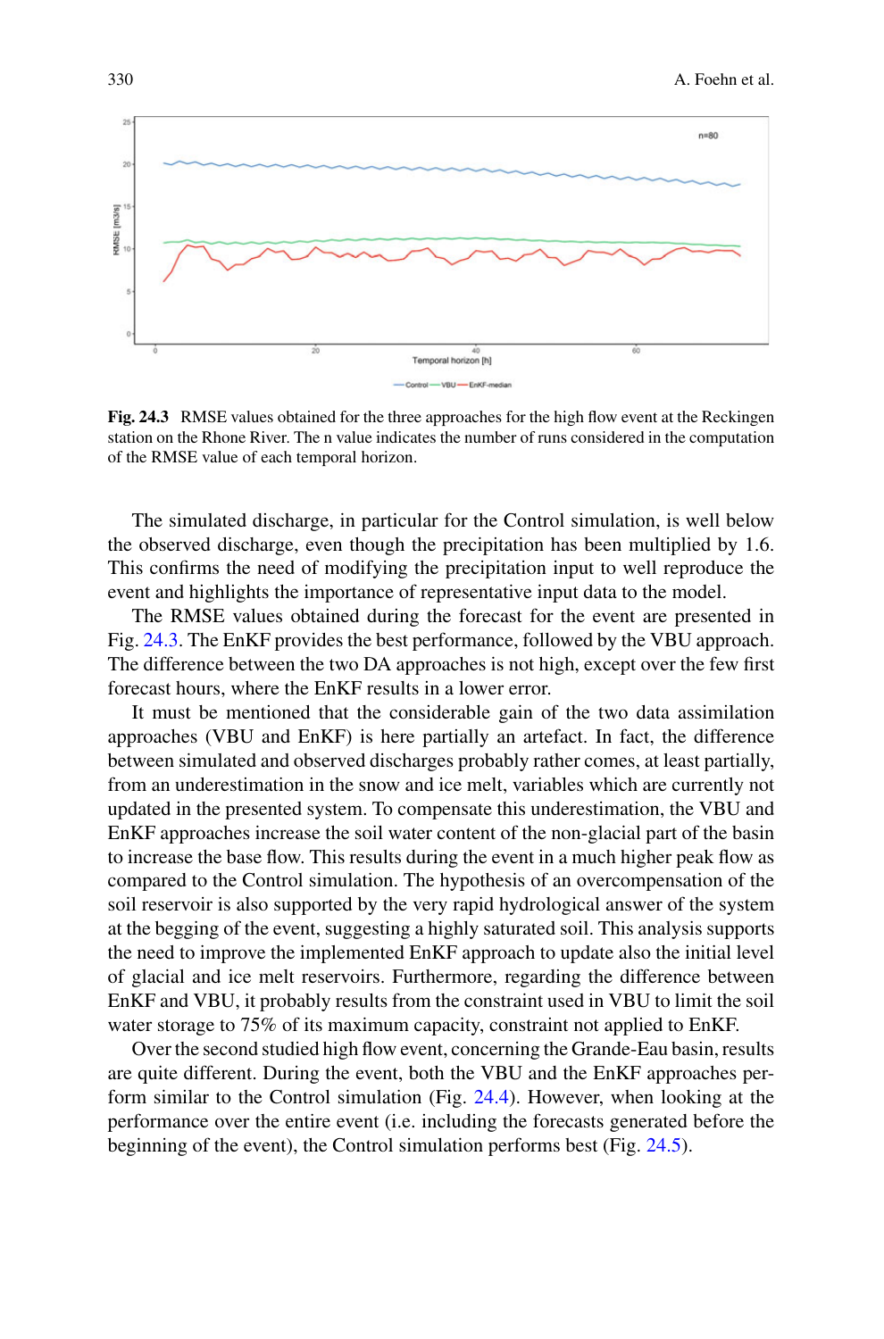**Fig. 24.3** RMSE values obtained for the three approaches for the high flow event at the Reckingen station on the Rhone River. The n value indicates the number of runs considered in the computation of the RMSE value of each temporal horizon.

The simulated discharge, in particular for the Control simulation, is well below the observed discharge, even though the precipitation has been multiplied by 1.6. This confirms the need of modifying the precipitation input to well reproduce the event and highlights the importance of representative input data to the model.

The RMSE values obtained during the forecast for the event are presented in Fig. 24.3. The EnKF provides the best performance, followed by the VBU approach. The difference between the two DA approaches is not high, except over the few first forecast hours, where the EnKF results in a lower error.

It must be mentioned that the considerable gain of the two data assimilation approaches (VBU and EnKF) is here partially an artefact. In fact, the difference between simulated and observed discharges probably rather comes, at least partially, from an underestimation in the snow and ice melt, variables which are currently not updated in the presented system. To compensate this underestimation, the VBU and EnKF approaches increase the soil water content of the non-glacial part of the basin to increase the base flow. This results during the event in a much higher peak flow as compared to the Control simulation. The hypothesis of an overcompensation of the soil reservoir is also supported by the very rapid hydrological answer of the system at the begging of the event, suggesting a highly saturated soil. This analysis supports the need to improve the implemented EnKF approach to update also the initial level of glacial and ice melt reservoirs. Furthermore, regarding the difference between EnKF and VBU, it probably results from the constraint used in VBU to limit the soil water storage to 75% of its maximum capacity, constraint not applied to EnKF.

Over the second studied high flow event, concerning the Grande-Eau basin, results are quite different. During the event, both the VBU and the EnKF approaches perform similar to the Control simulation (Fig. 24.4). However, when looking at the performance over the entire event (i.e. including the forecasts generated before the beginning of the event), the Control simulation performs best (Fig. 24.5).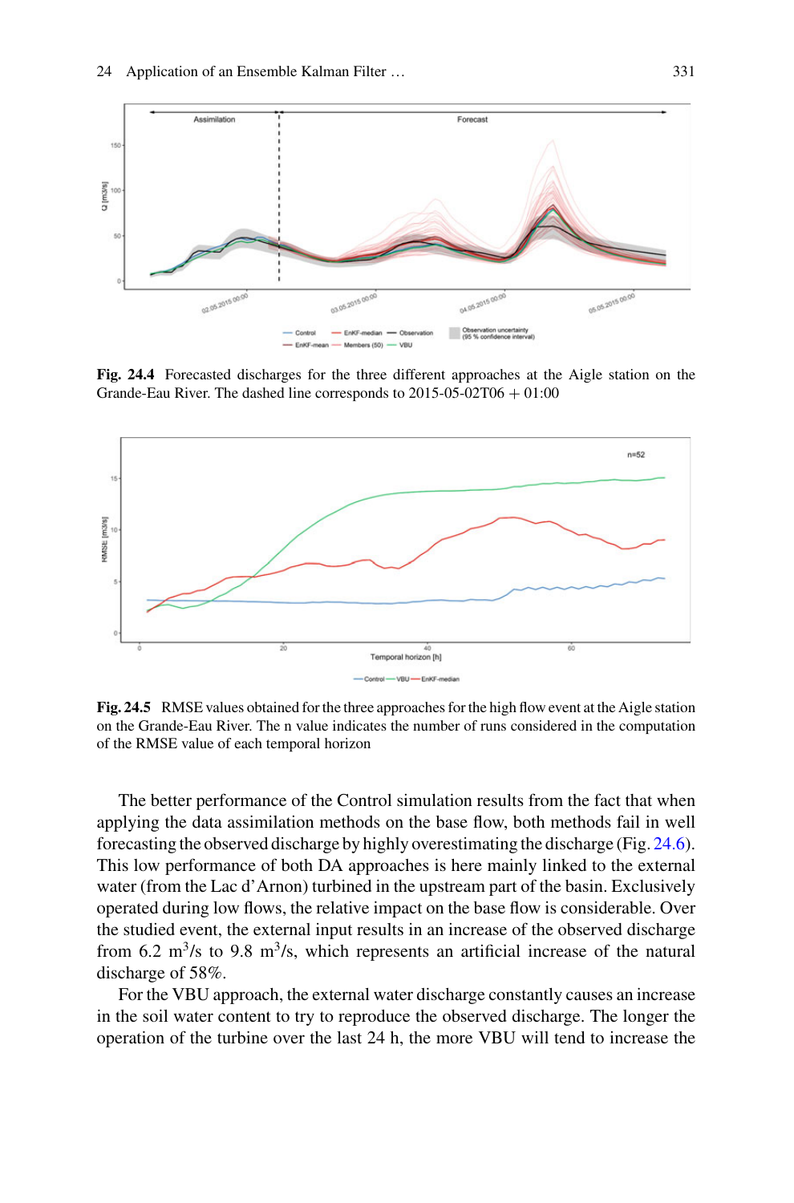**Fig. 24.4** Forecasted discharges for the three different approaches at the Aigle station on the Grande-Eau River. The dashed line corresponds to 2015-05-02T06 + 01:00

**Fig. 24.5** RMSE values obtained for the three approaches for the high flow event at the Aigle station on the Grande-Eau River. The n value indicates the number of runs considered in the computation of the RMSE value of each temporal horizon

The better performance of the Control simulation results from the fact that when applying the data assimilation methods on the base flow, both methods fail in well forecasting the observed discharge by highly overestimating the discharge (Fig. 24.6). This low performance of both DA approaches is here mainly linked to the external water (from the Lac d'Arnon) turbined in the upstream part of the basin. Exclusively operated during low flows, the relative impact on the base flow is considerable. Over the studied event, the external input results in an increase of the observed discharge from 6.2 $m^3$/s to 9.8 $m^3$/s, which represents an artificial increase of the natural discharge of 58%.

For the VBU approach, the external water discharge constantly causes an increase in the soil water content to try to reproduce the observed discharge. The longer the operation of the turbine over the last 24 h, the more VBU will tend to increase the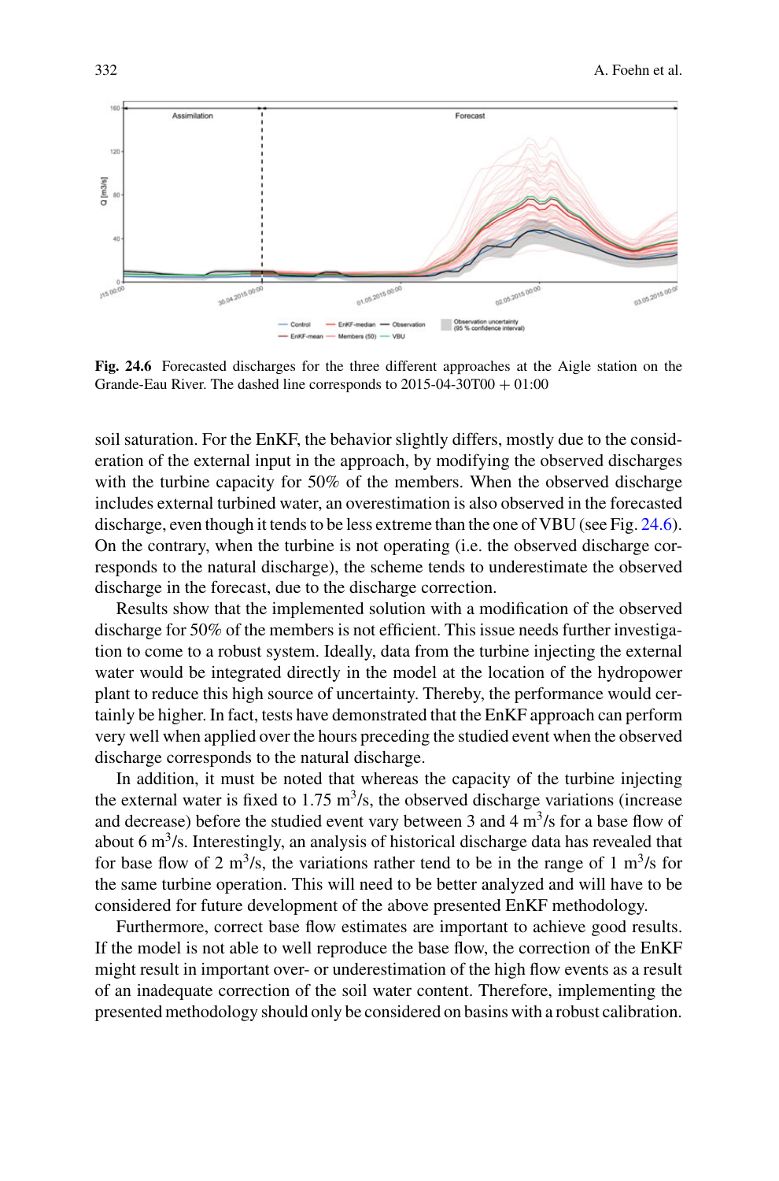**Fig. 24.6** Forecasted discharges for the three different approaches at the Aigle station on the Grande-Eau River. The dashed line corresponds to 2015-04-30T00 + 01:00

soil saturation. For the EnKF, the behavior slightly differs, mostly due to the consideration of the external input in the approach, by modifying the observed discharges with the turbine capacity for 50% of the members. When the observed discharge includes external turbined water, an overestimation is also observed in the forecasted discharge, even though it tends to be less extreme than the one of VBU (see Fig. 24.6). On the contrary, when the turbine is not operating (i.e. the observed discharge corresponds to the natural discharge), the scheme tends to underestimate the observed discharge in the forecast, due to the discharge correction.

Results show that the implemented solution with a modification of the observed discharge for 50% of the members is not efficient. This issue needs further investigation to come to a robust system. Ideally, data from the turbine injecting the external water would be integrated directly in the model at the location of the hydropower plant to reduce this high source of uncertainty. Thereby, the performance would certainly be higher. In fact, tests have demonstrated that the EnKF approach can perform very well when applied over the hours preceding the studied event when the observed discharge corresponds to the natural discharge.

In addition, it must be noted that whereas the capacity of the turbine injecting the external water is fixed to 1.75 $m^3/s$, the observed discharge variations (increase and decrease) before the studied event vary between 3 and 4 $m^3/s$ for a base flow of about 6 $m^3/s$. Interestingly, an analysis of historical discharge data has revealed that for base flow of 2 $m^3/s$, the variations rather tend to be in the range of 1 $m^3/s$ for the same turbine operation. This will need to be better analyzed and will have to be considered for future development of the above presented EnKF methodology.

Furthermore, correct base flow estimates are important to achieve good results. If the model is not able to well reproduce the base flow, the correction of the EnKF might result in important over- or underestimation of the high flow events as a result of an inadequate correction of the soil water content. Therefore, implementing the presented methodology should only be considered on basins with a robust calibration.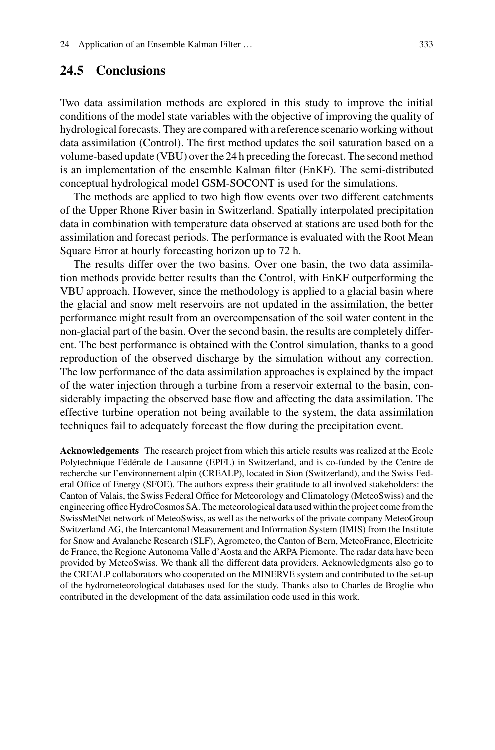## 24.5 Conclusions

Two data assimilation methods are explored in this study to improve the initial conditions of the model state variables with the objective of improving the quality of hydrological forecasts. They are compared with a reference scenario working without data assimilation (Control). The first method updates the soil saturation based on a volume-based update (VBU) over the 24 h preceding the forecast. The second method is an implementation of the ensemble Kalman filter (EnKF). The semi-distributed conceptual hydrological model GSM-SOCONT is used for the simulations.

The methods are applied to two high flow events over two different catchments of the Upper Rhone River basin in Switzerland. Spatially interpolated precipitation data in combination with temperature data observed at stations are used both for the assimilation and forecast periods. The performance is evaluated with the Root Mean Square Error at hourly forecasting horizon up to 72 h.

The results differ over the two basins. Over one basin, the two data assimilation methods provide better results than the Control, with EnKF outperforming the VBU approach. However, since the methodology is applied to a glacial basin where the glacial and snow melt reservoirs are not updated in the assimilation, the better performance might result from an overcompensation of the soil water content in the non-glacial part of the basin. Over the second basin, the results are completely different. The best performance is obtained with the Control simulation, thanks to a good reproduction of the observed discharge by the simulation without any correction. The low performance of the data assimilation approaches is explained by the impact of the water injection through a turbine from a reservoir external to the basin, considerably impacting the observed base flow and affecting the data assimilation. The effective turbine operation not being available to the system, the data assimilation techniques fail to adequately forecast the flow during the precipitation event.

**Acknowledgements** The research project from which this article results was realized at the Ecole Polytechnique Fédérale de Lausanne (EPFL) in Switzerland, and is co-funded by the Centre de recherche sur l'environnement alpin (CREALP), located in Sion (Switzerland), and the Swiss Federal Office of Energy (SFOE). The authors express their gratitude to all involved stakeholders: the Canton of Valais, the Swiss Federal Office for Meteorology and Climatology (MeteoSwiss) and the engineering office HydroCosmos SA. The meteorological data used within the project come from the SwissMetNet network of MeteoSwiss, as well as the networks of the private company MeteoGroup Switzerland AG, the Intercantonal Measurement and Information System (IMIS) from the Institute for Snow and Avalanche Research (SLF), Agrometeo, the Canton of Bern, MeteoFrance, Electricite de France, the Regione Autonoma Valle d'Aosta and the ARPA Piemonte. The radar data have been provided by MeteoSwiss. We thank all the different data providers. Acknowledgments also go to the CREALP collaborators who cooperated on the MINERVE system and contributed to the set-up of the hydrometeorological databases used for the study. Thanks also to Charles de Broglie who contributed in the development of the data assimilation code used in this work.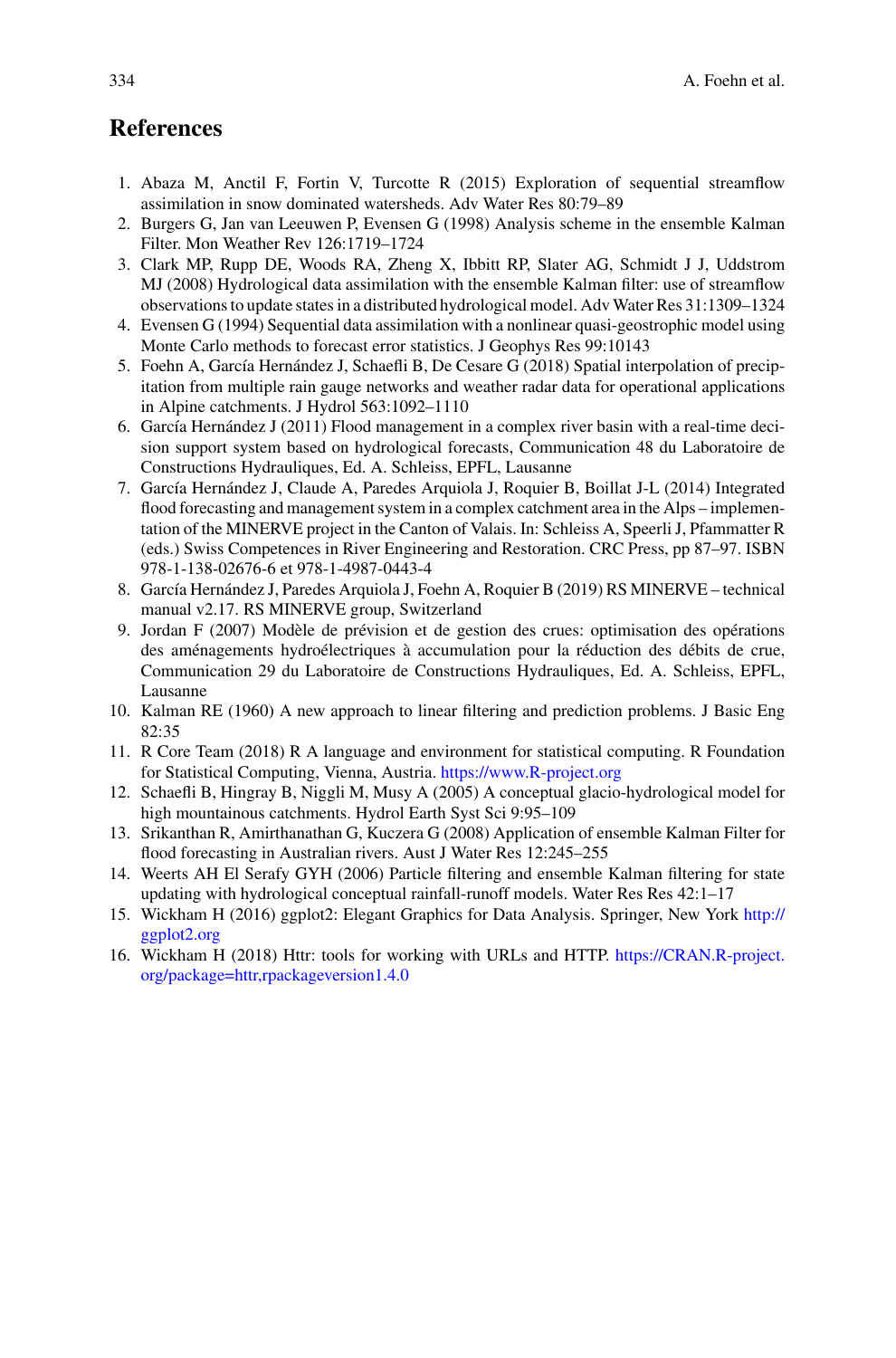## References

1. Abaza M, Anctil F, Fortin V, Turcotte R (2015) Exploration of sequential streamflow assimilation in snow dominated watersheds. Adv Water Res 80:79–89
2. Burgers G, Jan van Leeuwen P, Evensen G (1998) Analysis scheme in the ensemble Kalman Filter. Mon Weather Rev 126:1719–1724
3. Clark MP, Rupp DE, Woods RA, Zheng X, Ibbitt RP, Slater AG, Schmidt J J, Uddstrom MJ (2008) Hydrological data assimilation with the ensemble Kalman filter: use of streamflow observations to update states in a distributed hydrological model. Adv Water Res 31:1309–1324
4. Evensen G (1994) Sequential data assimilation with a nonlinear quasi-geostrophic model using Monte Carlo methods to forecast error statistics. J Geophys Res 99:10143
5. Foehn A, García Hernández J, Schaefli B, De Cesare G (2018) Spatial interpolation of precipitation from multiple rain gauge networks and weather radar data for operational applications in Alpine catchments. J Hydrol 563:1092–1110
6. García Hernández J (2011) Flood management in a complex river basin with a real-time decision support system based on hydrological forecasts, Communication 48 du Laboratoire de Constructions Hydrauliques, Ed. A. Schleiss, EPFL, Lausanne
7. García Hernández J, Claude A, Paredes Arquiola J, Roquier B, Boillat J-L (2014) Integrated flood forecasting and management system in a complex catchment area in the Alps – implementation of the MINERVE project in the Canton of Valais. In: Schleiss A, Speerli J, Pfammatter R (eds.) Swiss Competences in River Engineering and Restoration. CRC Press, pp 87–97. ISBN 978-1-138-02676-6 et 978-1-4987-0443-4
8. García Hernández J, Paredes Arquiola J, Foehn A, Roquier B (2019) RS MINERVE – technical manual v2.17. RS MINERVE group, Switzerland
9. Jordan F (2007) Modèle de prévision et de gestion des crues: optimisation des opérations des aménagements hydroélectriques à accumulation pour la réduction des débits de crue, Communication 29 du Laboratoire de Constructions Hydrauliques, Ed. A. Schleiss, EPFL, Lausanne
10. Kalman RE (1960) A new approach to linear filtering and prediction problems. J Basic Eng 82:35
11. R Core Team (2018) R A language and environment for statistical computing. R Foundation for Statistical Computing, Vienna, Austria. https://www.R-project.org
12. Schaefli B, Hingray B, Niggli M, Musy A (2005) A conceptual glacio-hydrological model for high mountainous catchments. Hydrol Earth Syst Sci 9:95–109
13. Srikanthan R, Amirthanathan G, Kuczera G (2008) Application of ensemble Kalman Filter for flood forecasting in Australian rivers. Aust J Water Res 12:245–255
14. Weerts AH El Serafy GYH (2006) Particle filtering and ensemble Kalman filtering for state updating with hydrological conceptual rainfall-runoff models. Water Res Res 42:1–17
15. Wickham H (2016) ggplot2: Elegant Graphics for Data Analysis. Springer, New York http://ggplot2.org
16. Wickham H (2018) Httr: tools for working with URLs and HTTP. https://CRAN.R-project.org/package=httr,rpackageversion1.4.0